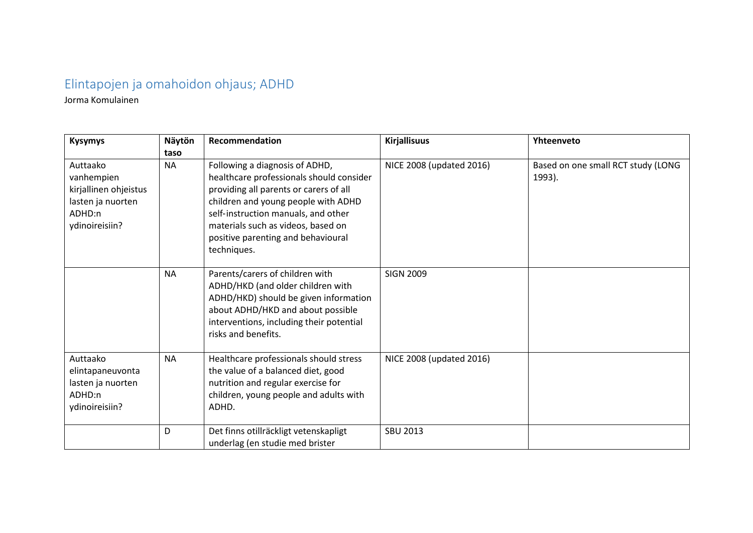# Elintapojen ja omahoidon ohjaus; ADHD

Jorma Komulainen

| Kysymys | Näytön taso | Recommendation | Kirjallisuus | Yhteenveto |
|---|---|---|---|---|
| Auttaako vanhempien kirjallinen ohjeistus lasten ja nuorten ADHD:n ydinoireisiin? | NA | Following a diagnosis of ADHD, healthcare professionals should consider providing all parents or carers of all children and young people with ADHD self-instruction manuals, and other materials such as videos, based on positive parenting and behavioural techniques. | NICE 2008 (updated 2016) | Based on one small RCT study (LONG 1993). |
| | NA | Parents/carers of children with ADHD/HKD (and older children with ADHD/HKD) should be given information about ADHD/HKD and about possible interventions, including their potential risks and benefits. | SIGN 2009 | |
| Auttaako elintapaneuvonta lasten ja nuorten ADHD:n ydinoireisiin? | NA | Healthcare professionals should stress the value of a balanced diet, good nutrition and regular exercise for children, young people and adults with ADHD. | NICE 2008 (updated 2016) | |
| | D | Det finns otillräckligt vetenskapligt underlag (en studie med brister | SBU 2013 | |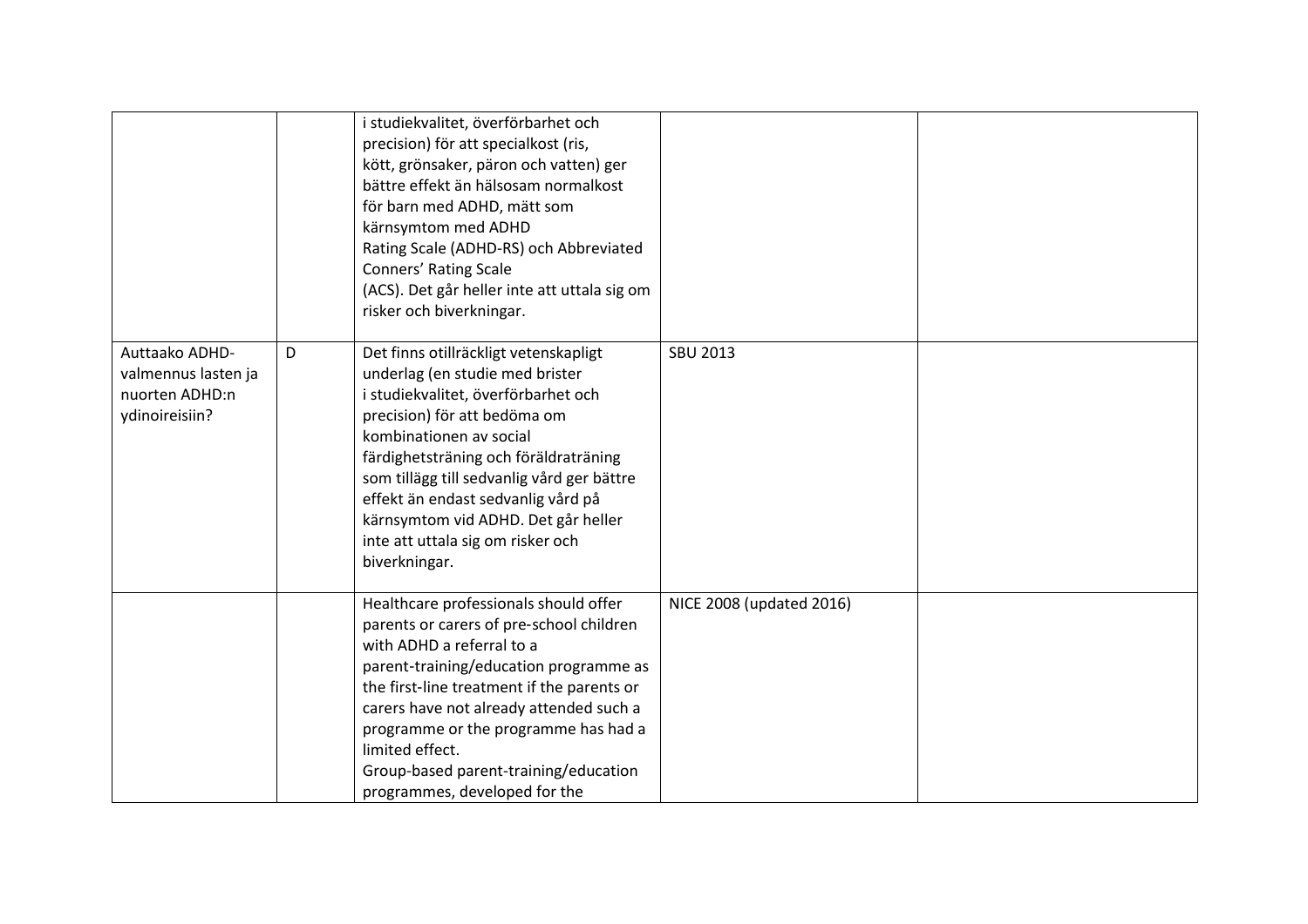| | | | | |
|---|---|---|---|---|
| | | i studiekvalitet, överförbarhet och precision) för att specialkost (ris, kött, grönsaker, päron och vatten) ger bättre effekt än hälsosam normalkost för barn med ADHD, mätt som kärnsymtom med ADHD Rating Scale (ADHD-RS) och Abbreviated Conners' Rating Scale (ACS). Det går heller inte att uttala sig om risker och biverkningar. | | |
| Auttaako ADHD-valmennus lasten ja nuorten ADHD:n ydinoireisiin? | D | Det finns otillräckligt vetenskapligt underlag (en studie med brister i studiekvalitet, överförbarhet och precision) för att bedöma om kombinationen av social färdighetsträning och föräldraträning som tillägg till sedvanlig vård ger bättre effekt än endast sedvanlig vård på kärnsymtom vid ADHD. Det går heller inte att uttala sig om risker och biverkningar. | SBU 2013 | |
| | | Healthcare professionals should offer parents or carers of pre-school children with ADHD a referral to a parent-training/education programme as the first-line treatment if the parents or carers have not already attended such a programme or the programme has had a limited effect.<br>Group-based parent-training/education programmes, developed for the | NICE 2008 (updated 2016) | |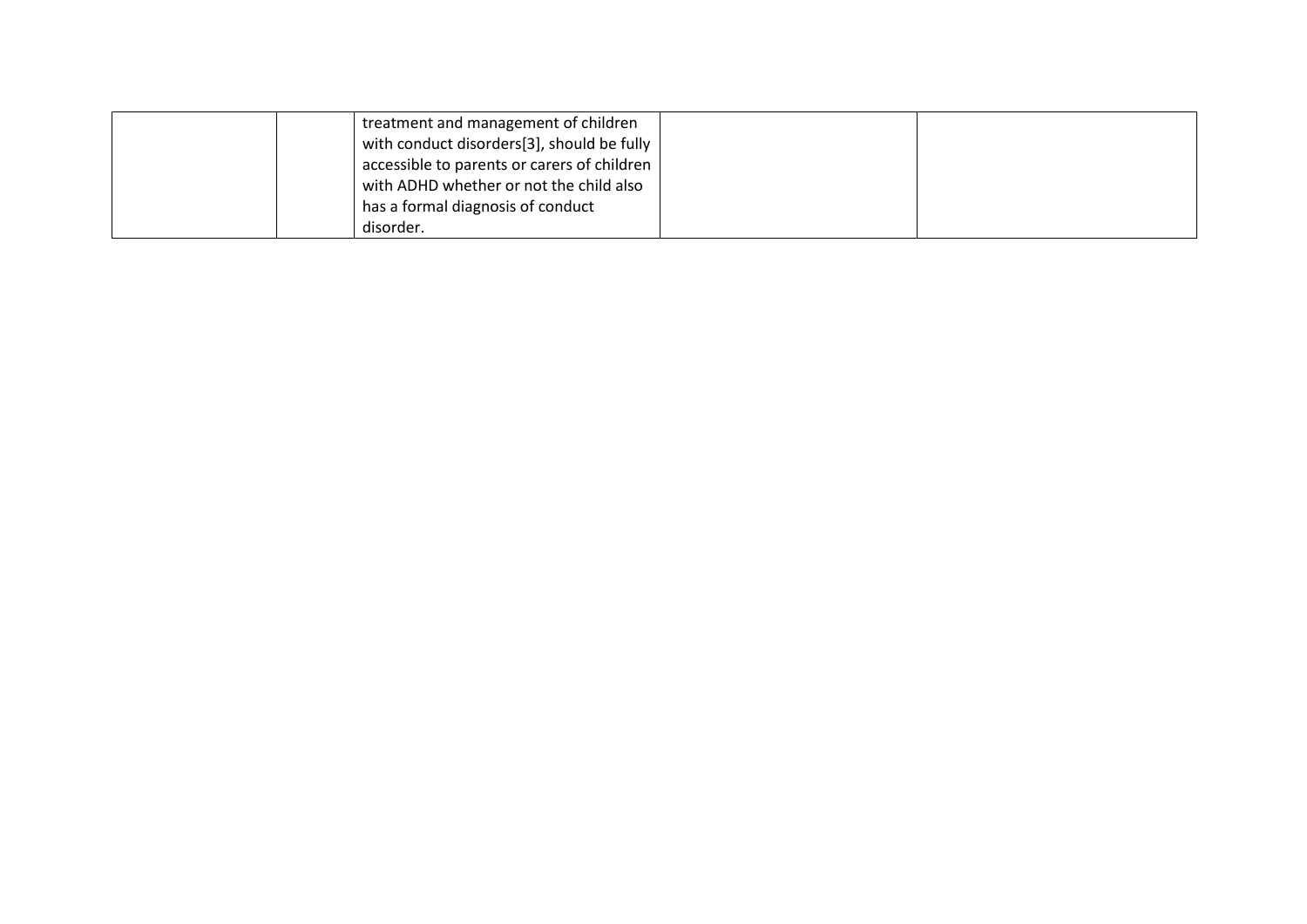| | | | | |
|---|---|---|---|---|
| | | treatment and management of children with conduct disorders[3], should be fully accessible to parents or carers of children with ADHD whether or not the child also has a formal diagnosis of conduct disorder. | | |